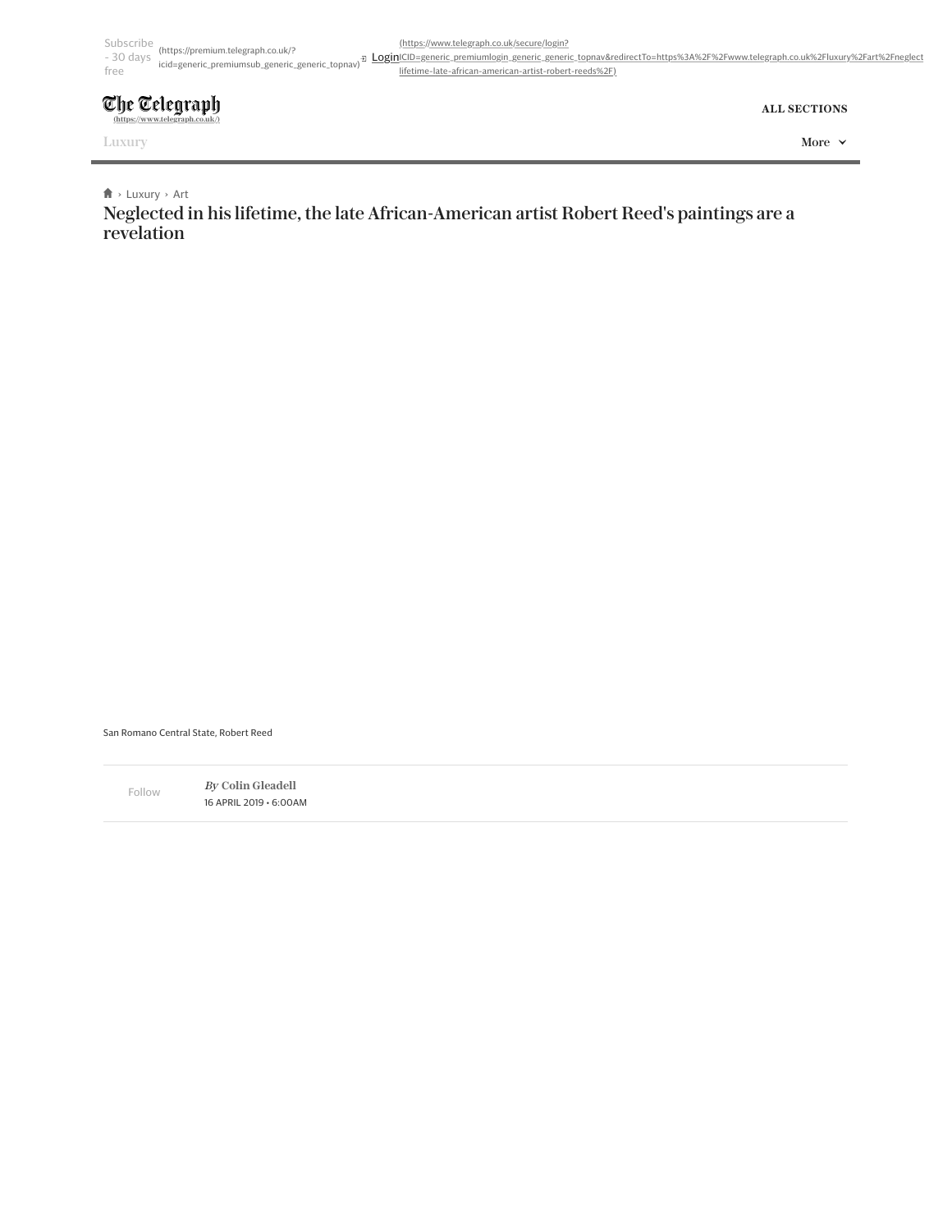# Neglected in his lifetime, the late African-American artist Robert Reed's paintings are a revelation

San Romano Central State, Robert Reed

*By* **Colin Gleadell**

16 APRIL 2019 • 6:00AM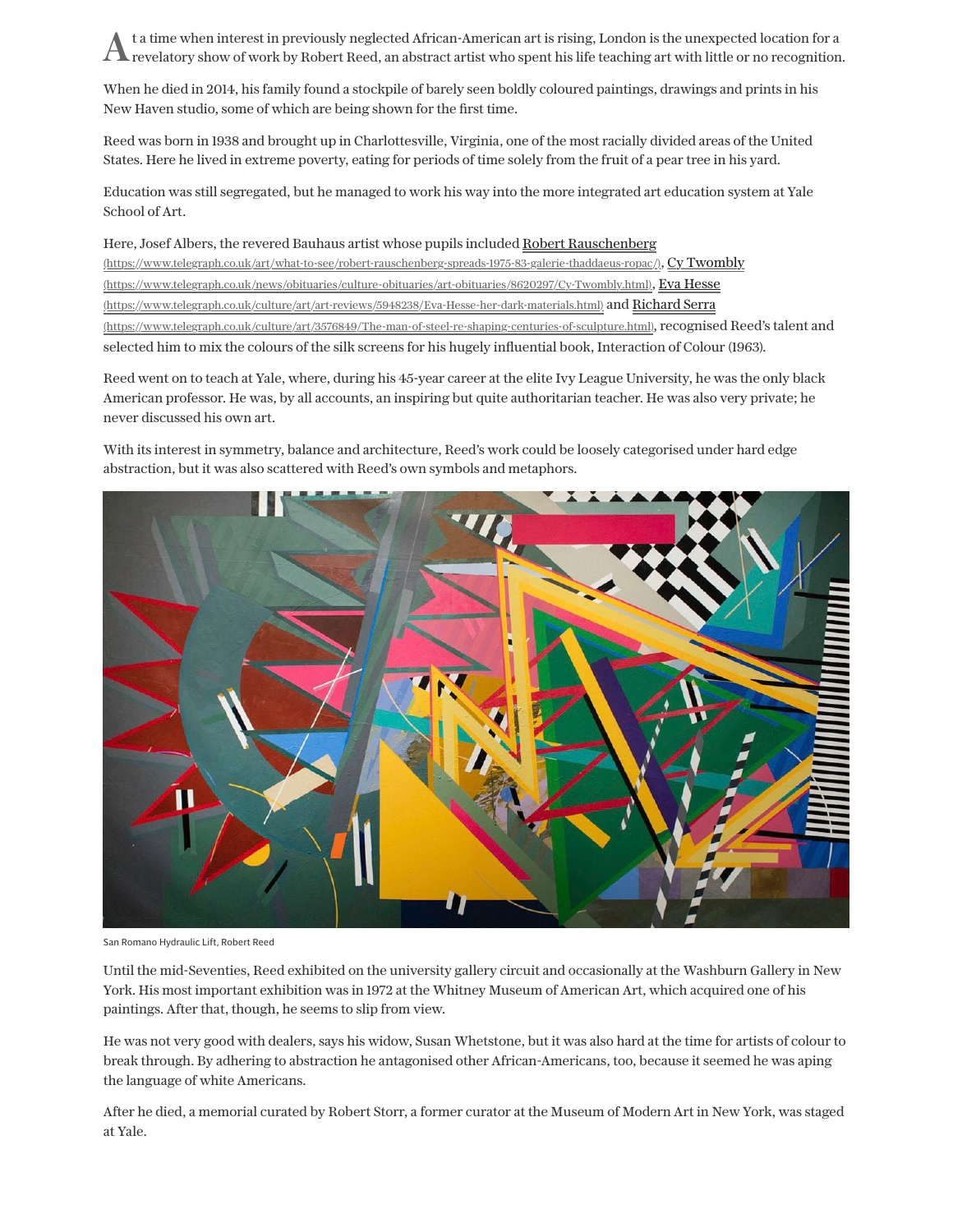At a time when interest in previously neglected African-American art is rising, London is the unexpected location for a revelatory show of work by Robert Reed, an abstract artist who spent his life teaching art with little or no recognition.

When he died in 2014, his family found a stockpile of barely seen boldly coloured paintings, drawings and prints in his New Haven studio, some of which are being shown for the first time.

Reed was born in 1938 and brought up in Charlottesville, Virginia, one of the most racially divided areas of the United States. Here he lived in extreme poverty, eating for periods of time solely from the fruit of a pear tree in his yard.

Education was still segregated, but he managed to work his way into the more integrated art education system at Yale School of Art.

Here, Josef Albers, the revered Bauhaus artist whose pupils included [Robert Rauschenberg](https://www.telegraph.co.uk/art/what-to-see/robert-rauschenberg-spreads-1975-83-galerie-thaddaeus-ropac/) (https://www.telegraph.co.uk/art/what-to-see/robert-rauschenberg-spreads-1975-83-galerie-thaddaeus-ropac/), [Cy Twombly](https://www.telegraph.co.uk/news/obituaries/culture-obituaries/art-obituaries/8620297/Cy-Twombly.html) (https://www.telegraph.co.uk/news/obituaries/culture-obituaries/art-obituaries/8620297/Cy-Twombly.html), [Eva Hesse](https://www.telegraph.co.uk/culture/art/art-reviews/5948238/Eva-Hesse-her-dark-materials.html) (https://www.telegraph.co.uk/culture/art/art-reviews/5948238/Eva-Hesse-her-dark-materials.html) and [Richard Serra](https://www.telegraph.co.uk/culture/art/3576849/The-man-of-steel-re-shaping-centuries-of-sculpture.html) (https://www.telegraph.co.uk/culture/art/3576849/The-man-of-steel-re-shaping-centuries-of-sculpture.html), recognised Reed's talent and selected him to mix the colours of the silk screens for his hugely influential book, Interaction of Colour (1963).

Reed went on to teach at Yale, where, during his 45-year career at the elite Ivy League University, he was the only black American professor. He was, by all accounts, an inspiring but quite authoritarian teacher. He was also very private; he never discussed his own art.

With its interest in symmetry, balance and architecture, Reed's work could be loosely categorised under hard edge abstraction, but it was also scattered with Reed's own symbols and metaphors.

San Romano Hydraulic Lift, Robert Reed

Until the mid-Seventies, Reed exhibited on the university gallery circuit and occasionally at the Washburn Gallery in New York. His most important exhibition was in 1972 at the Whitney Museum of American Art, which acquired one of his paintings. After that, though, he seems to slip from view.

He was not very good with dealers, says his widow, Susan Whetstone, but it was also hard at the time for artists of colour to break through. By adhering to abstraction he antagonised other African-Americans, too, because it seemed he was aping the language of white Americans.

After he died, a memorial curated by Robert Storr, a former curator at the Museum of Modern Art in New York, was staged at Yale.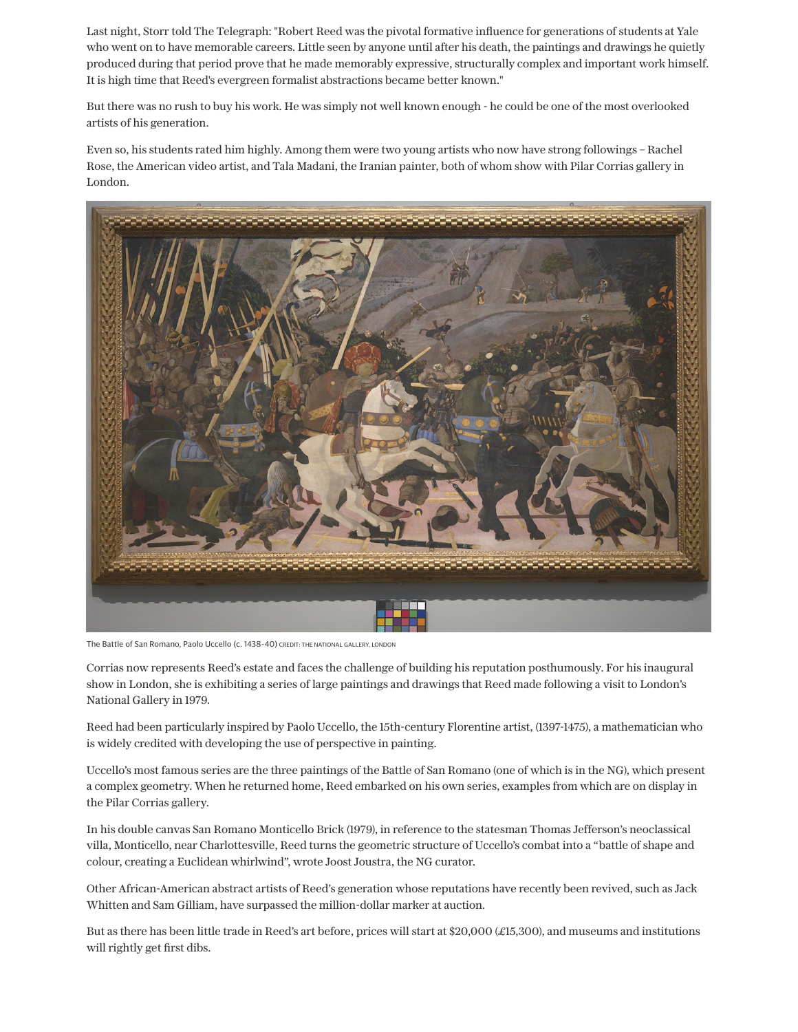Last night, Storr told The Telegraph: "Robert Reed was the pivotal formative influence for generations of students at Yale who went on to have memorable careers. Little seen by anyone until after his death, the paintings and drawings he quietly produced during that period prove that he made memorably expressive, structurally complex and important work himself. It is high time that Reed's evergreen formalist abstractions became better known."

But there was no rush to buy his work. He was simply not well known enough - he could be one of the most overlooked artists of his generation.

Even so, his students rated him highly. Among them were two young artists who now have strong followings – Rachel Rose, the American video artist, and Tala Madani, the Iranian painter, both of whom show with Pilar Corrias gallery in London.

The Battle of San Romano, Paolo Uccello (c. 1438–40) CREDIT: THE NATIONAL GALLERY, LONDON

Corrias now represents Reed's estate and faces the challenge of building his reputation posthumously. For his inaugural show in London, she is exhibiting a series of large paintings and drawings that Reed made following a visit to London's National Gallery in 1979.

Reed had been particularly inspired by Paolo Uccello, the 15th-century Florentine artist, (1397-1475), a mathematician who is widely credited with developing the use of perspective in painting.

Uccello's most famous series are the three paintings of the Battle of San Romano (one of which is in the NG), which present a complex geometry. When he returned home, Reed embarked on his own series, examples from which are on display in the Pilar Corrias gallery.

In his double canvas San Romano Monticello Brick (1979), in reference to the statesman Thomas Jefferson's neoclassical villa, Monticello, near Charlottesville, Reed turns the geometric structure of Uccello's combat into a "battle of shape and colour, creating a Euclidean whirlwind", wrote Joost Joustra, the NG curator.

Other African-American abstract artists of Reed's generation whose reputations have recently been revived, such as Jack Whitten and Sam Gilliam, have surpassed the million-dollar marker at auction.

But as there has been little trade in Reed's art before, prices will start at $20,000 (£15,300), and museums and institutions will rightly get first dibs.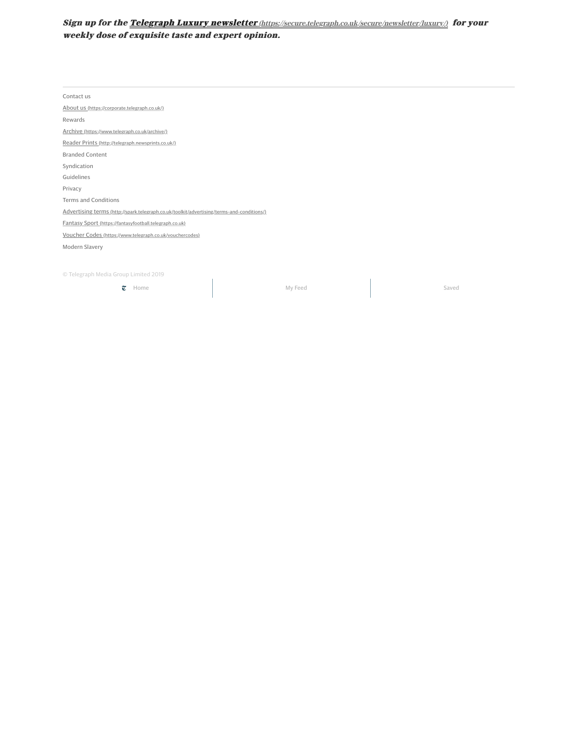***Sign up for the [Telegraph Luxury newsletter](https://secure.telegraph.co.uk/secure/newsletter/luxury/) (https://secure.telegraph.co.uk/secure/newsletter/luxury/) for your weekly dose of exquisite taste and expert opinion.***

---

Contact us

[About us](https://corporate.telegraph.co.uk/) (https://corporate.telegraph.co.uk/)

Rewards

[Archive](https://www.telegraph.co.uk/archive/) (https://www.telegraph.co.uk/archive/)

[Reader Prints](http://telegraph.newsprints.co.uk/) (http://telegraph.newsprints.co.uk/)

Branded Content

Syndication

Guidelines

Privacy

Terms and Conditions

[Advertising terms](http://spark.telegraph.co.uk/toolkit/advertising/terms-and-conditions/) (http://spark.telegraph.co.uk/toolkit/advertising/terms-and-conditions/)

[Fantasy Sport](https://fantasyfootball.telegraph.co.uk) (https://fantasyfootball.telegraph.co.uk)

[Voucher Codes](https://www.telegraph.co.uk/vouchercodes) (https://www.telegraph.co.uk/vouchercodes)

Modern Slavery

© Telegraph Media Group Limited 2019

Home | My Feed | Saved